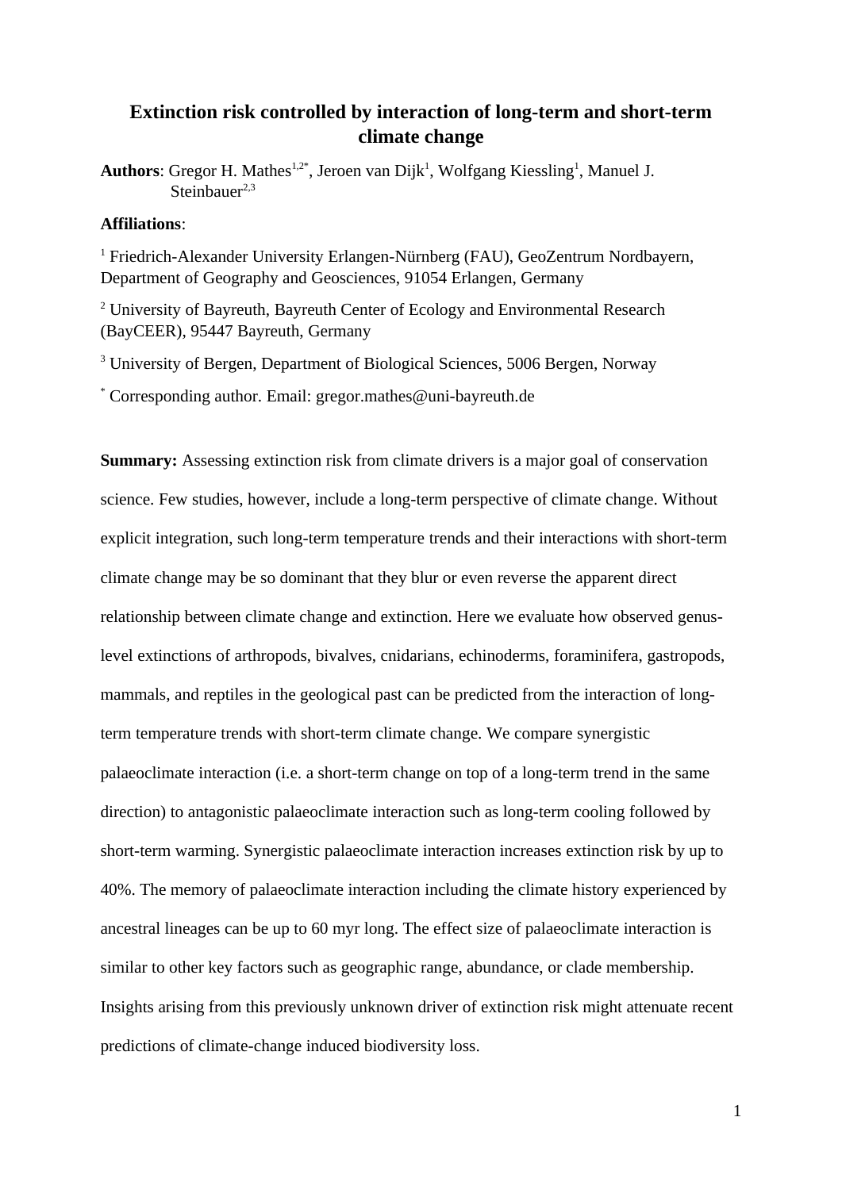# Extinction risk controlled by interaction of long-term and short-term climate change

**Authors**: Gregor H. Mathes[1,2*], Jeroen van Dijk[1], Wolfgang Kiessling[1], Manuel J. Steinbauer[2,3]

**Affiliations**:

[1] Friedrich-Alexander University Erlangen-Nürnberg (FAU), GeoZentrum Nordbayern, Department of Geography and Geosciences, 91054 Erlangen, Germany

[2] University of Bayreuth, Bayreuth Center of Ecology and Environmental Research (BayCEER), 95447 Bayreuth, Germany

[3] University of Bergen, Department of Biological Sciences, 5006 Bergen, Norway

[*] Corresponding author. Email: gregor.mathes@uni-bayreuth.de

**Summary:** Assessing extinction risk from climate drivers is a major goal of conservation science. Few studies, however, include a long-term perspective of climate change. Without explicit integration, such long-term temperature trends and their interactions with short-term climate change may be so dominant that they blur or even reverse the apparent direct relationship between climate change and extinction. Here we evaluate how observed genus-level extinctions of arthropods, bivalves, cnidarians, echinoderms, foraminifera, gastropods, mammals, and reptiles in the geological past can be predicted from the interaction of long-term temperature trends with short-term climate change. We compare synergistic palaeoclimate interaction (i.e. a short-term change on top of a long-term trend in the same direction) to antagonistic palaeoclimate interaction such as long-term cooling followed by short-term warming. Synergistic palaeoclimate interaction increases extinction risk by up to 40%. The memory of palaeoclimate interaction including the climate history experienced by ancestral lineages can be up to 60 myr long. The effect size of palaeoclimate interaction is similar to other key factors such as geographic range, abundance, or clade membership. Insights arising from this previously unknown driver of extinction risk might attenuate recent predictions of climate-change induced biodiversity loss.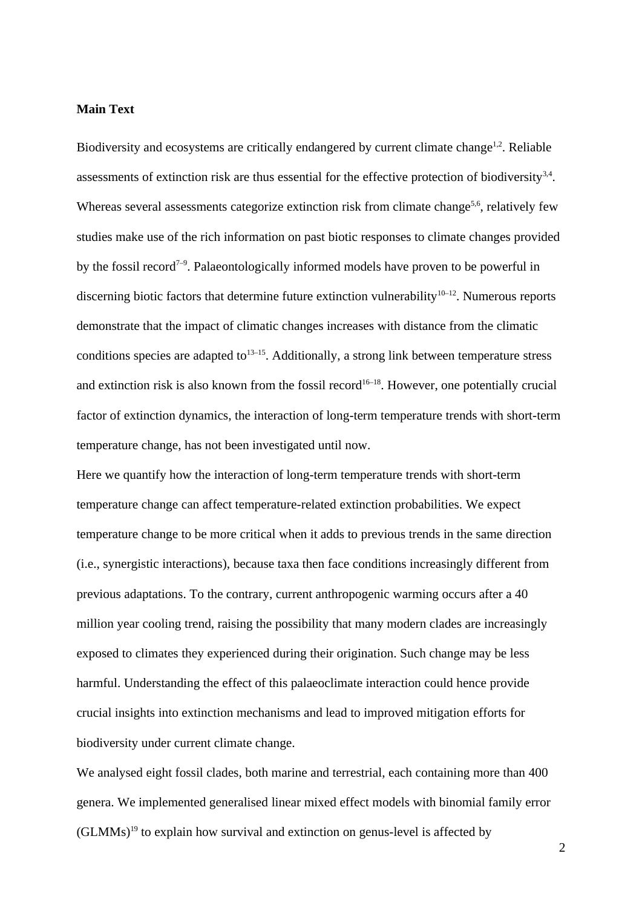**Main Text**

Biodiversity and ecosystems are critically endangered by current climate change[1,2]. Reliable assessments of extinction risk are thus essential for the effective protection of biodiversity[3,4]. Whereas several assessments categorize extinction risk from climate change[5,6], relatively few studies make use of the rich information on past biotic responses to climate changes provided by the fossil record[7–9]. Palaeontologically informed models have proven to be powerful in discerning biotic factors that determine future extinction vulnerability[10–12]. Numerous reports demonstrate that the impact of climatic changes increases with distance from the climatic conditions species are adapted to[13–15]. Additionally, a strong link between temperature stress and extinction risk is also known from the fossil record[16–18]. However, one potentially crucial factor of extinction dynamics, the interaction of long-term temperature trends with short-term temperature change, has not been investigated until now.

Here we quantify how the interaction of long-term temperature trends with short-term temperature change can affect temperature-related extinction probabilities. We expect temperature change to be more critical when it adds to previous trends in the same direction (i.e., synergistic interactions), because taxa then face conditions increasingly different from previous adaptations. To the contrary, current anthropogenic warming occurs after a 40 million year cooling trend, raising the possibility that many modern clades are increasingly exposed to climates they experienced during their origination. Such change may be less harmful. Understanding the effect of this palaeoclimate interaction could hence provide crucial insights into extinction mechanisms and lead to improved mitigation efforts for biodiversity under current climate change.

We analysed eight fossil clades, both marine and terrestrial, each containing more than 400 genera. We implemented generalised linear mixed effect models with binomial family error (GLMMs)[19] to explain how survival and extinction on genus-level is affected by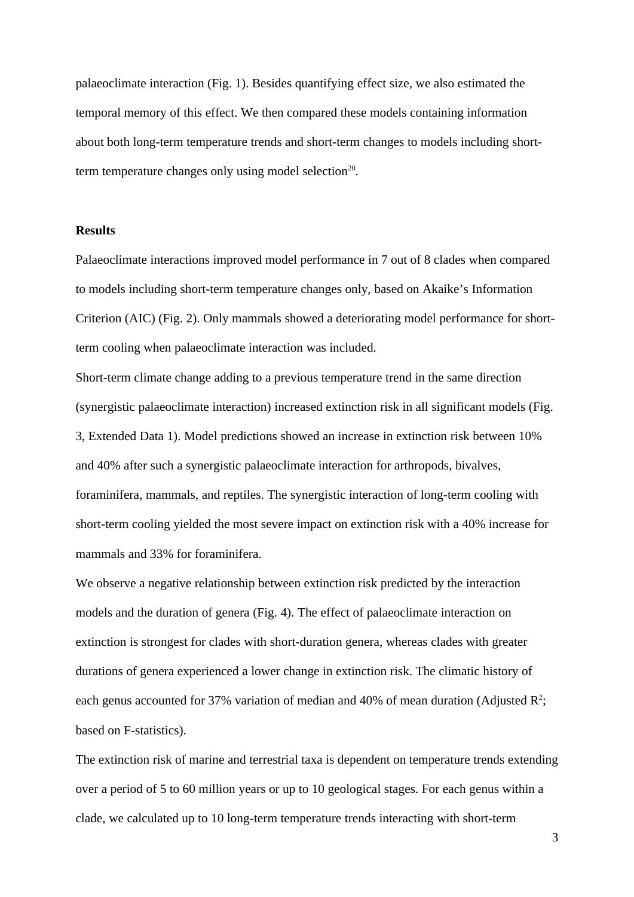palaeoclimate interaction (Fig. 1). Besides quantifying effect size, we also estimated the temporal memory of this effect. We then compared these models containing information about both long-term temperature trends and short-term changes to models including short-term temperature changes only using model selection[20].

**Results**

Palaeoclimate interactions improved model performance in 7 out of 8 clades when compared to models including short-term temperature changes only, based on Akaike's Information Criterion (AIC) (Fig. 2). Only mammals showed a deteriorating model performance for short-term cooling when palaeoclimate interaction was included.

Short-term climate change adding to a previous temperature trend in the same direction (synergistic palaeoclimate interaction) increased extinction risk in all significant models (Fig. 3, Extended Data 1). Model predictions showed an increase in extinction risk between 10% and 40% after such a synergistic palaeoclimate interaction for arthropods, bivalves, foraminifera, mammals, and reptiles. The synergistic interaction of long-term cooling with short-term cooling yielded the most severe impact on extinction risk with a 40% increase for mammals and 33% for foraminifera.

We observe a negative relationship between extinction risk predicted by the interaction models and the duration of genera (Fig. 4). The effect of palaeoclimate interaction on extinction is strongest for clades with short-duration genera, whereas clades with greater durations of genera experienced a lower change in extinction risk. The climatic history of each genus accounted for 37% variation of median and 40% of mean duration (Adjusted $R^2$; based on F-statistics).

The extinction risk of marine and terrestrial taxa is dependent on temperature trends extending over a period of 5 to 60 million years or up to 10 geological stages. For each genus within a clade, we calculated up to 10 long-term temperature trends interacting with short-term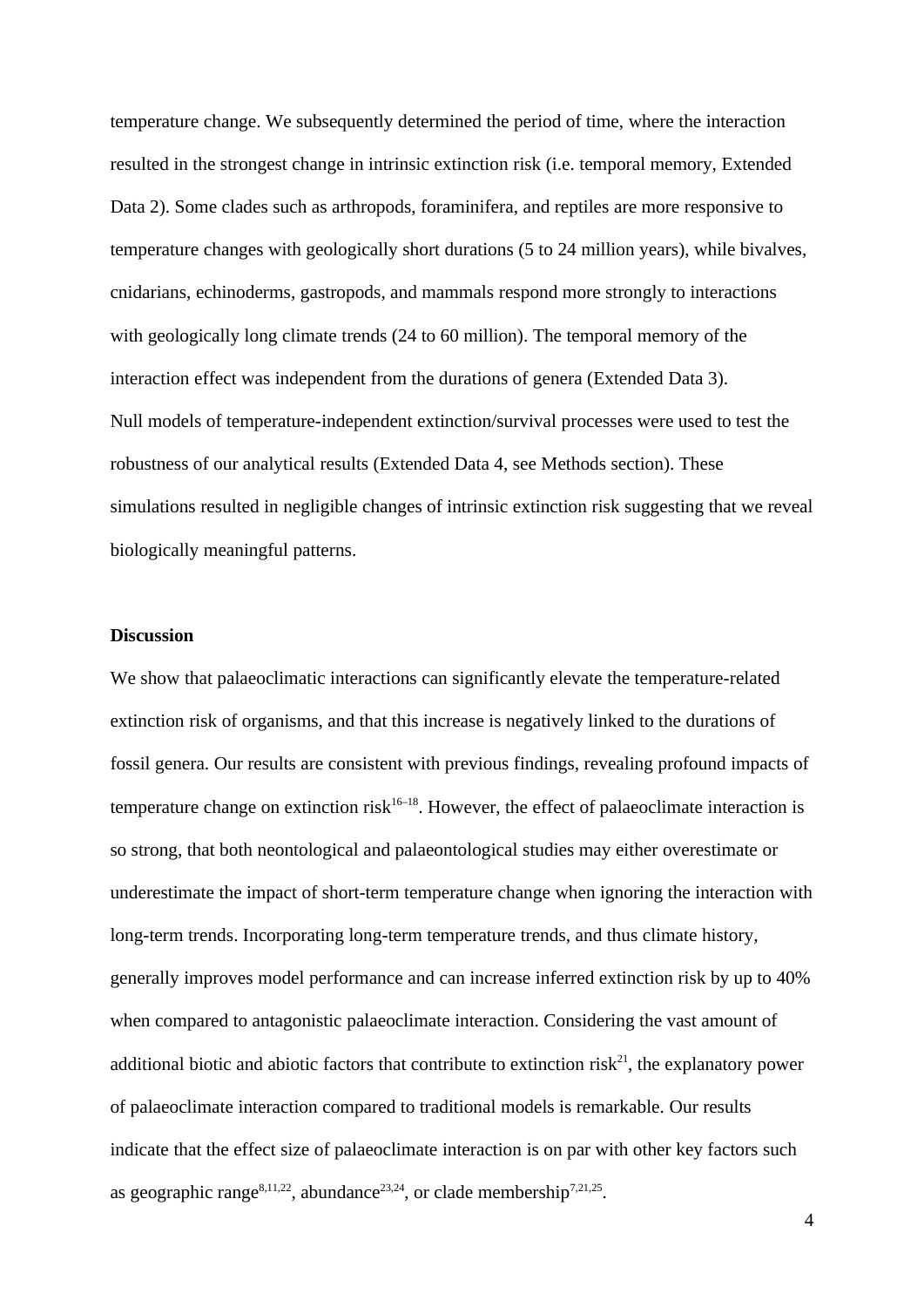temperature change. We subsequently determined the period of time, where the interaction resulted in the strongest change in intrinsic extinction risk (i.e. temporal memory, Extended Data 2). Some clades such as arthropods, foraminifera, and reptiles are more responsive to temperature changes with geologically short durations (5 to 24 million years), while bivalves, cnidarians, echinoderms, gastropods, and mammals respond more strongly to interactions with geologically long climate trends (24 to 60 million). The temporal memory of the interaction effect was independent from the durations of genera (Extended Data 3).

Null models of temperature-independent extinction/survival processes were used to test the robustness of our analytical results (Extended Data 4, see Methods section). These simulations resulted in negligible changes of intrinsic extinction risk suggesting that we reveal biologically meaningful patterns.

**Discussion**

We show that palaeoclimatic interactions can significantly elevate the temperature-related extinction risk of organisms, and that this increase is negatively linked to the durations of fossil genera. Our results are consistent with previous findings, revealing profound impacts of temperature change on extinction risk[16–18]. However, the effect of palaeoclimate interaction is so strong, that both neontological and palaeontological studies may either overestimate or underestimate the impact of short-term temperature change when ignoring the interaction with long-term trends. Incorporating long-term temperature trends, and thus climate history, generally improves model performance and can increase inferred extinction risk by up to 40% when compared to antagonistic palaeoclimate interaction. Considering the vast amount of additional biotic and abiotic factors that contribute to extinction risk[21], the explanatory power of palaeoclimate interaction compared to traditional models is remarkable. Our results indicate that the effect size of palaeoclimate interaction is on par with other key factors such as geographic range[8,11,22], abundance[23,24], or clade membership[7,21,25].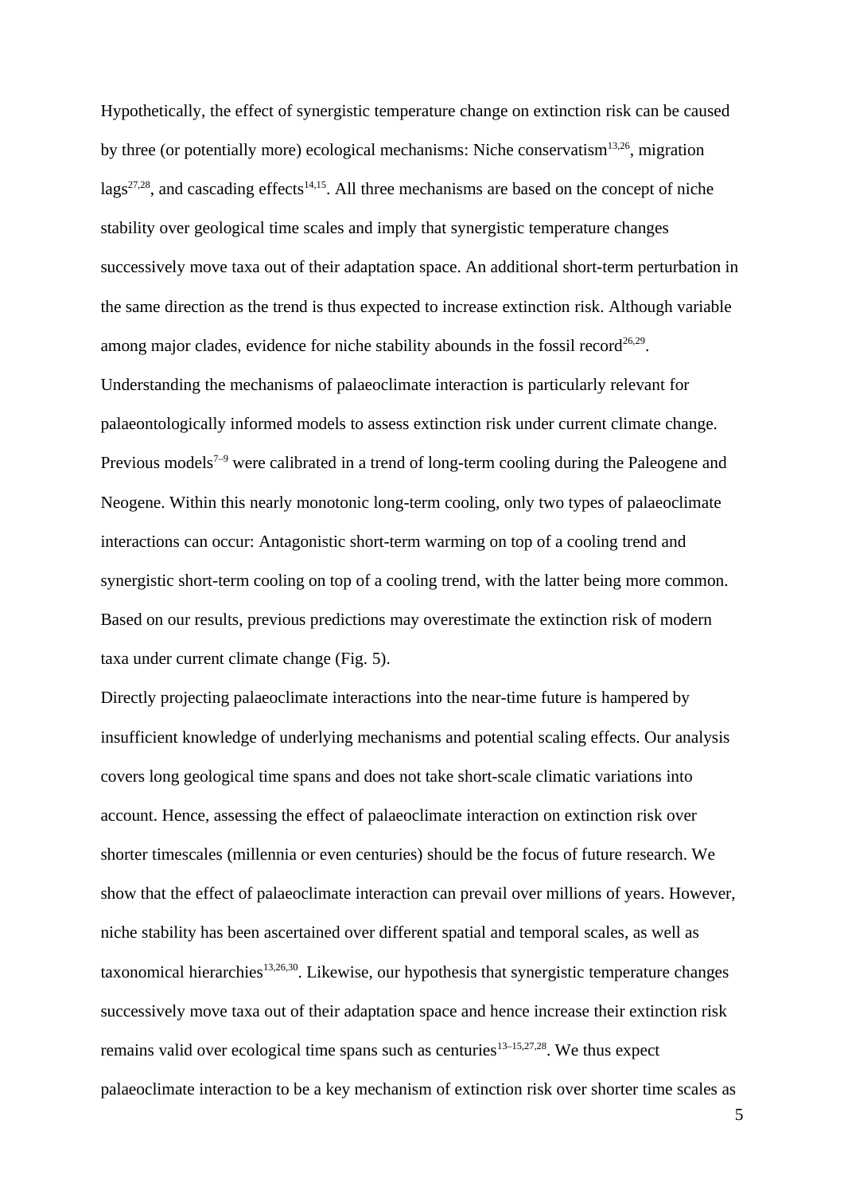Hypothetically, the effect of synergistic temperature change on extinction risk can be caused by three (or potentially more) ecological mechanisms: Niche conservatism[13,26], migration lags[27,28], and cascading effects[14,15]. All three mechanisms are based on the concept of niche stability over geological time scales and imply that synergistic temperature changes successively move taxa out of their adaptation space. An additional short-term perturbation in the same direction as the trend is thus expected to increase extinction risk. Although variable among major clades, evidence for niche stability abounds in the fossil record[26,29]. Understanding the mechanisms of palaeoclimate interaction is particularly relevant for palaeontologically informed models to assess extinction risk under current climate change. Previous models[7–9] were calibrated in a trend of long-term cooling during the Paleogene and Neogene. Within this nearly monotonic long-term cooling, only two types of palaeoclimate interactions can occur: Antagonistic short-term warming on top of a cooling trend and synergistic short-term cooling on top of a cooling trend, with the latter being more common. Based on our results, previous predictions may overestimate the extinction risk of modern taxa under current climate change (Fig. 5).

Directly projecting palaeoclimate interactions into the near-time future is hampered by insufficient knowledge of underlying mechanisms and potential scaling effects. Our analysis covers long geological time spans and does not take short-scale climatic variations into account. Hence, assessing the effect of palaeoclimate interaction on extinction risk over shorter timescales (millennia or even centuries) should be the focus of future research. We show that the effect of palaeoclimate interaction can prevail over millions of years. However, niche stability has been ascertained over different spatial and temporal scales, as well as taxonomical hierarchies[13,26,30]. Likewise, our hypothesis that synergistic temperature changes successively move taxa out of their adaptation space and hence increase their extinction risk remains valid over ecological time spans such as centuries[13–15,27,28]. We thus expect palaeoclimate interaction to be a key mechanism of extinction risk over shorter time scales as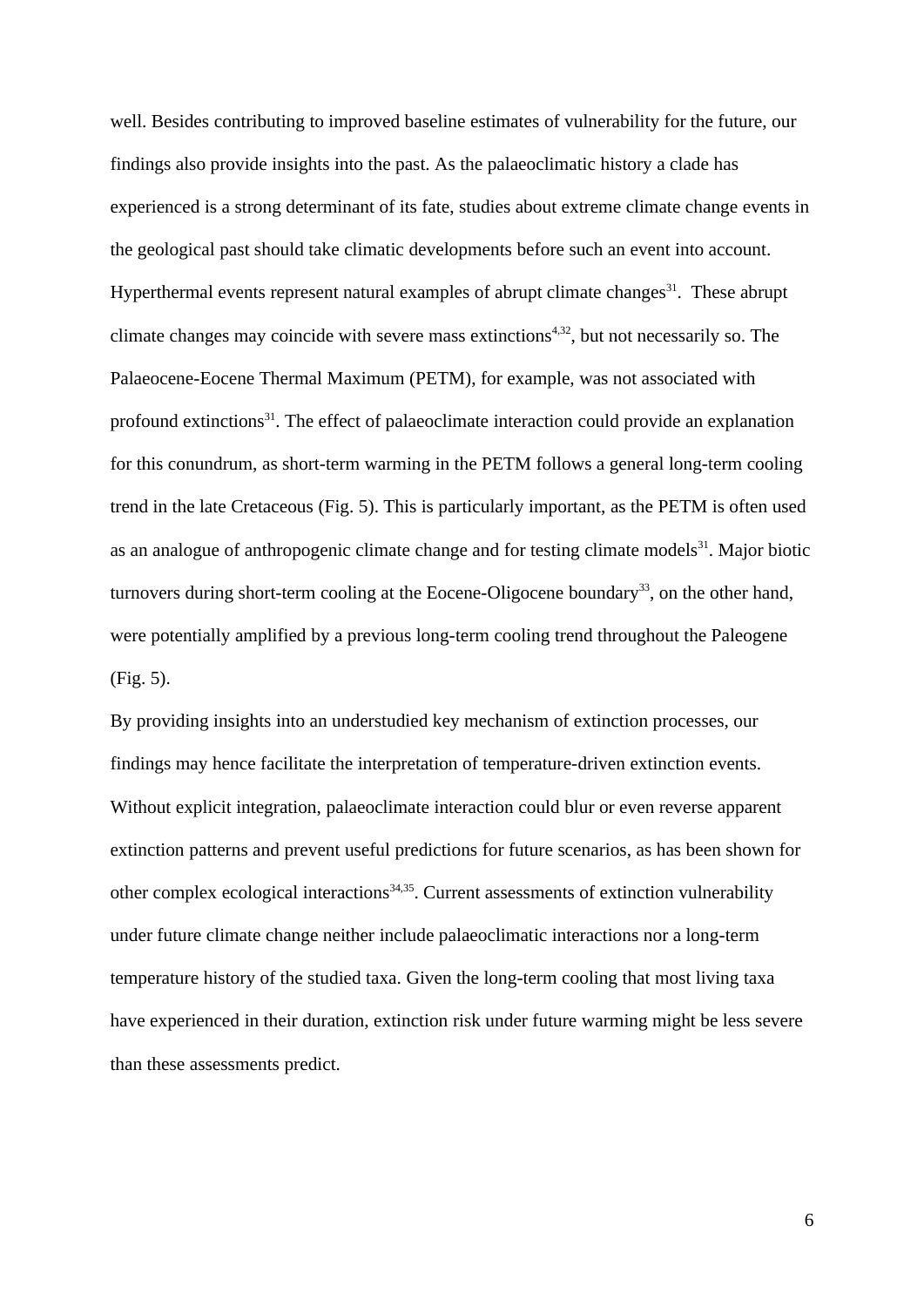well. Besides contributing to improved baseline estimates of vulnerability for the future, our findings also provide insights into the past. As the palaeoclimatic history a clade has experienced is a strong determinant of its fate, studies about extreme climate change events in the geological past should take climatic developments before such an event into account. Hyperthermal events represent natural examples of abrupt climate changes[31]. These abrupt climate changes may coincide with severe mass extinctions[4,32], but not necessarily so. The Palaeocene-Eocene Thermal Maximum (PETM), for example, was not associated with profound extinctions[31]. The effect of palaeoclimate interaction could provide an explanation for this conundrum, as short-term warming in the PETM follows a general long-term cooling trend in the late Cretaceous (Fig. 5). This is particularly important, as the PETM is often used as an analogue of anthropogenic climate change and for testing climate models[31]. Major biotic turnovers during short-term cooling at the Eocene-Oligocene boundary[33], on the other hand, were potentially amplified by a previous long-term cooling trend throughout the Paleogene (Fig. 5).

By providing insights into an understudied key mechanism of extinction processes, our findings may hence facilitate the interpretation of temperature-driven extinction events. Without explicit integration, palaeoclimate interaction could blur or even reverse apparent extinction patterns and prevent useful predictions for future scenarios, as has been shown for other complex ecological interactions[34,35]. Current assessments of extinction vulnerability under future climate change neither include palaeoclimatic interactions nor a long-term temperature history of the studied taxa. Given the long-term cooling that most living taxa have experienced in their duration, extinction risk under future warming might be less severe than these assessments predict.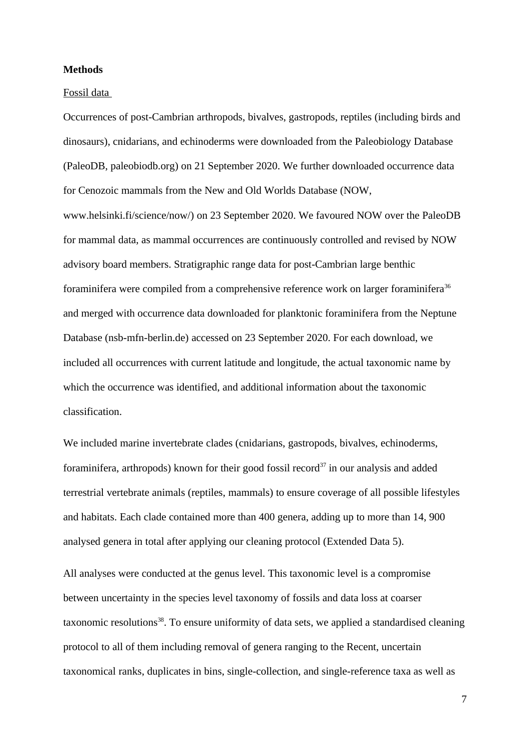**Methods**

Fossil data

Occurrences of post-Cambrian arthropods, bivalves, gastropods, reptiles (including birds and dinosaurs), cnidarians, and echinoderms were downloaded from the Paleobiology Database (PaleoDB, paleobiodb.org) on 21 September 2020. We further downloaded occurrence data for Cenozoic mammals from the New and Old Worlds Database (NOW, www.helsinki.fi/science/now/) on 23 September 2020. We favoured NOW over the PaleoDB for mammal data, as mammal occurrences are continuously controlled and revised by NOW advisory board members. Stratigraphic range data for post-Cambrian large benthic foraminifera were compiled from a comprehensive reference work on larger foraminifera[36] and merged with occurrence data downloaded for planktonic foraminifera from the Neptune Database (nsb-mfn-berlin.de) accessed on 23 September 2020. For each download, we included all occurrences with current latitude and longitude, the actual taxonomic name by which the occurrence was identified, and additional information about the taxonomic classification.

We included marine invertebrate clades (cnidarians, gastropods, bivalves, echinoderms, foraminifera, arthropods) known for their good fossil record[37] in our analysis and added terrestrial vertebrate animals (reptiles, mammals) to ensure coverage of all possible lifestyles and habitats. Each clade contained more than 400 genera, adding up to more than 14, 900 analysed genera in total after applying our cleaning protocol (Extended Data 5).

All analyses were conducted at the genus level. This taxonomic level is a compromise between uncertainty in the species level taxonomy of fossils and data loss at coarser taxonomic resolutions[38]. To ensure uniformity of data sets, we applied a standardised cleaning protocol to all of them including removal of genera ranging to the Recent, uncertain taxonomical ranks, duplicates in bins, single-collection, and single-reference taxa as well as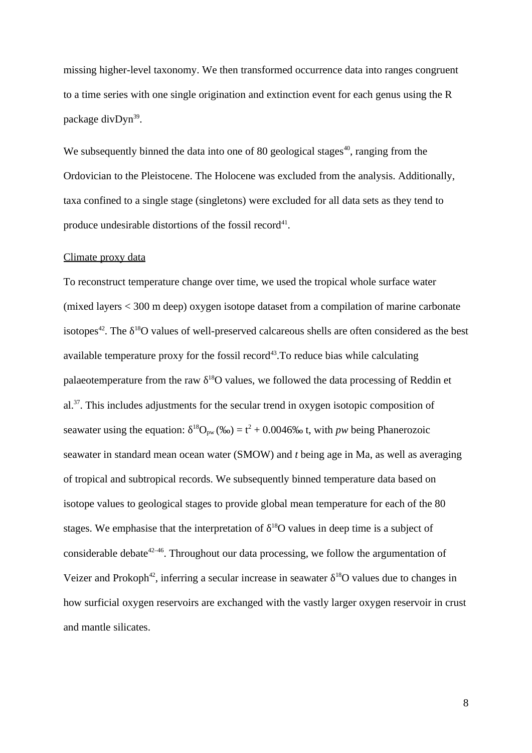missing higher-level taxonomy. We then transformed occurrence data into ranges congruent to a time series with one single origination and extinction event for each genus using the R package divDyn[39].

We subsequently binned the data into one of 80 geological stages[40], ranging from the Ordovician to the Pleistocene. The Holocene was excluded from the analysis. Additionally, taxa confined to a single stage (singletons) were excluded for all data sets as they tend to produce undesirable distortions of the fossil record[41].

Climate proxy data

To reconstruct temperature change over time, we used the tropical whole surface water (mixed layers < 300 m deep) oxygen isotope dataset from a compilation of marine carbonate isotopes[42]. The $\delta^{18}O$ values of well-preserved calcareous shells are often considered as the best available temperature proxy for the fossil record[43].To reduce bias while calculating palaeotemperature from the raw $\delta^{18}O$ values, we followed the data processing of Reddin et al.[37]. This includes adjustments for the secular trend in oxygen isotopic composition of seawater using the equation: $\delta^{18}O_{pw}$ (‰) = $t^2$ + 0.0046‰ t, with *pw* being Phanerozoic seawater in standard mean ocean water (SMOW) and *t* being age in Ma, as well as averaging of tropical and subtropical records. We subsequently binned temperature data based on isotope values to geological stages to provide global mean temperature for each of the 80 stages. We emphasise that the interpretation of $\delta^{18}O$ values in deep time is a subject of considerable debate[42–46]. Throughout our data processing, we follow the argumentation of Veizer and Prokoph[42], inferring a secular increase in seawater $\delta^{18}O$ values due to changes in how surficial oxygen reservoirs are exchanged with the vastly larger oxygen reservoir in crust and mantle silicates.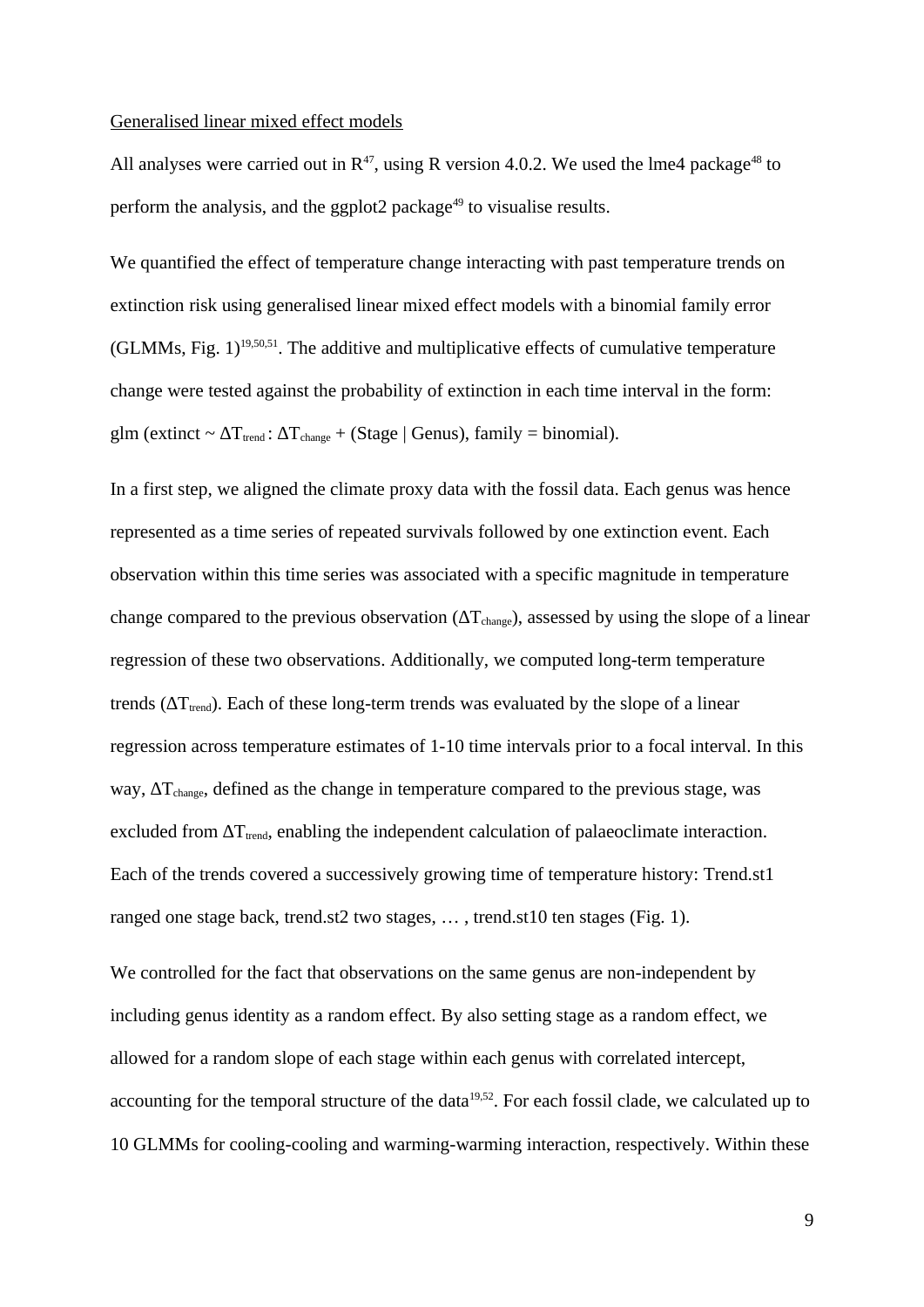Generalised linear mixed effect models

All analyses were carried out in R[47], using R version 4.0.2. We used the lme4 package[48] to perform the analysis, and the ggplot2 package[49] to visualise results.

We quantified the effect of temperature change interacting with past temperature trends on extinction risk using generalised linear mixed effect models with a binomial family error (GLMMs, Fig. 1)[19,50,51]. The additive and multiplicative effects of cumulative temperature change were tested against the probability of extinction in each time interval in the form: glm (extinct ~ $\Delta T_{trend} : \Delta T_{change}$ + (Stage | Genus), family = binomial).

In a first step, we aligned the climate proxy data with the fossil data. Each genus was hence represented as a time series of repeated survivals followed by one extinction event. Each observation within this time series was associated with a specific magnitude in temperature change compared to the previous observation ($\Delta T_{change}$), assessed by using the slope of a linear regression of these two observations. Additionally, we computed long-term temperature trends ($\Delta T_{trend}$). Each of these long-term trends was evaluated by the slope of a linear regression across temperature estimates of 1-10 time intervals prior to a focal interval. In this way, $\Delta T_{change}$, defined as the change in temperature compared to the previous stage, was excluded from $\Delta T_{trend}$, enabling the independent calculation of palaeoclimate interaction. Each of the trends covered a successively growing time of temperature history: Trend.st1 ranged one stage back, trend.st2 two stages, … , trend.st10 ten stages (Fig. 1).

We controlled for the fact that observations on the same genus are non-independent by including genus identity as a random effect. By also setting stage as a random effect, we allowed for a random slope of each stage within each genus with correlated intercept, accounting for the temporal structure of the data[19,52]. For each fossil clade, we calculated up to 10 GLMMs for cooling-cooling and warming-warming interaction, respectively. Within these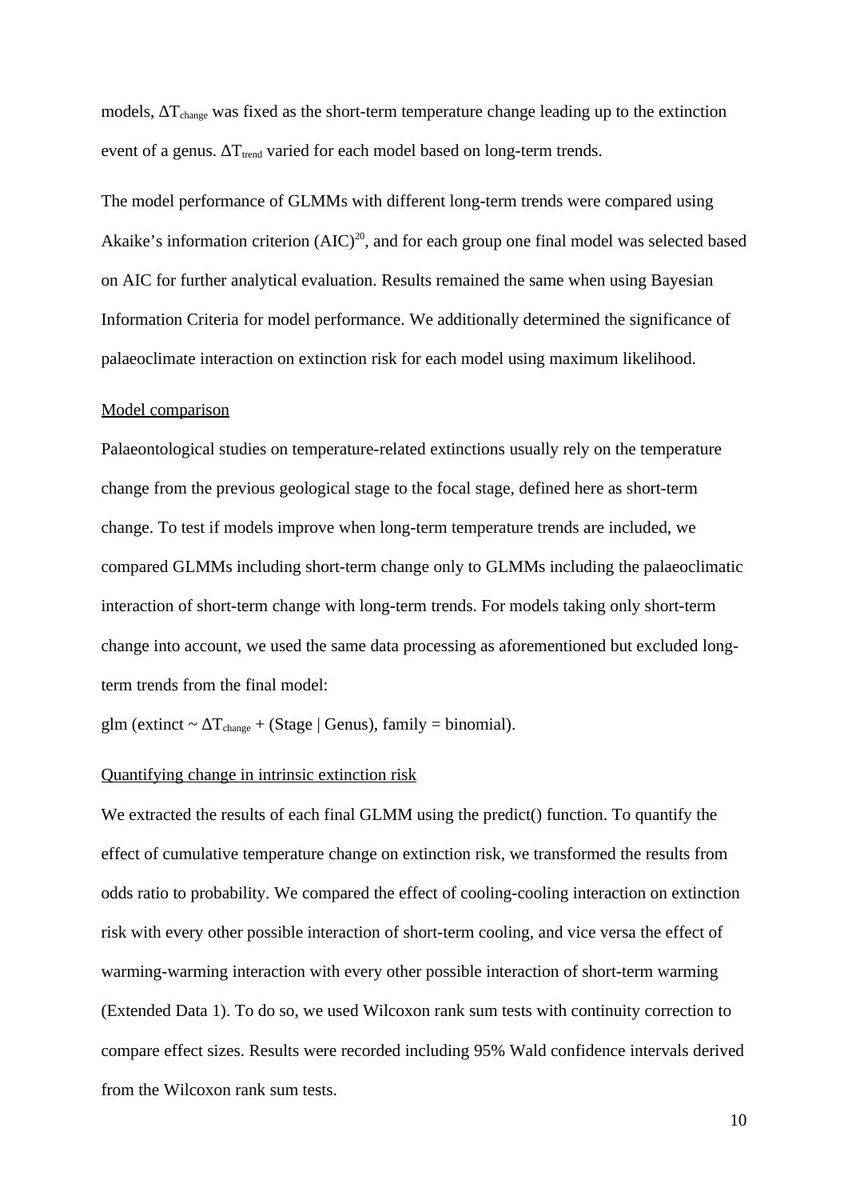models, $\Delta T_{change}$ was fixed as the short-term temperature change leading up to the extinction event of a genus. $\Delta T_{trend}$ varied for each model based on long-term trends.

The model performance of GLMMs with different long-term trends were compared using Akaike's information criterion (AIC)[20], and for each group one final model was selected based on AIC for further analytical evaluation. Results remained the same when using Bayesian Information Criteria for model performance. We additionally determined the significance of palaeoclimate interaction on extinction risk for each model using maximum likelihood.

<u>Model comparison</u>

Palaeontological studies on temperature-related extinctions usually rely on the temperature change from the previous geological stage to the focal stage, defined here as short-term change. To test if models improve when long-term temperature trends are included, we compared GLMMs including short-term change only to GLMMs including the palaeoclimatic interaction of short-term change with long-term trends. For models taking only short-term change into account, we used the same data processing as aforementioned but excluded long-term trends from the final model:

glm (extinct ~ $\Delta T_{change}$ + (Stage | Genus), family = binomial).

<u>Quantifying change in intrinsic extinction risk</u>

We extracted the results of each final GLMM using the predict() function. To quantify the effect of cumulative temperature change on extinction risk, we transformed the results from odds ratio to probability. We compared the effect of cooling-cooling interaction on extinction risk with every other possible interaction of short-term cooling, and vice versa the effect of warming-warming interaction with every other possible interaction of short-term warming (Extended Data 1). To do so, we used Wilcoxon rank sum tests with continuity correction to compare effect sizes. Results were recorded including 95% Wald confidence intervals derived from the Wilcoxon rank sum tests.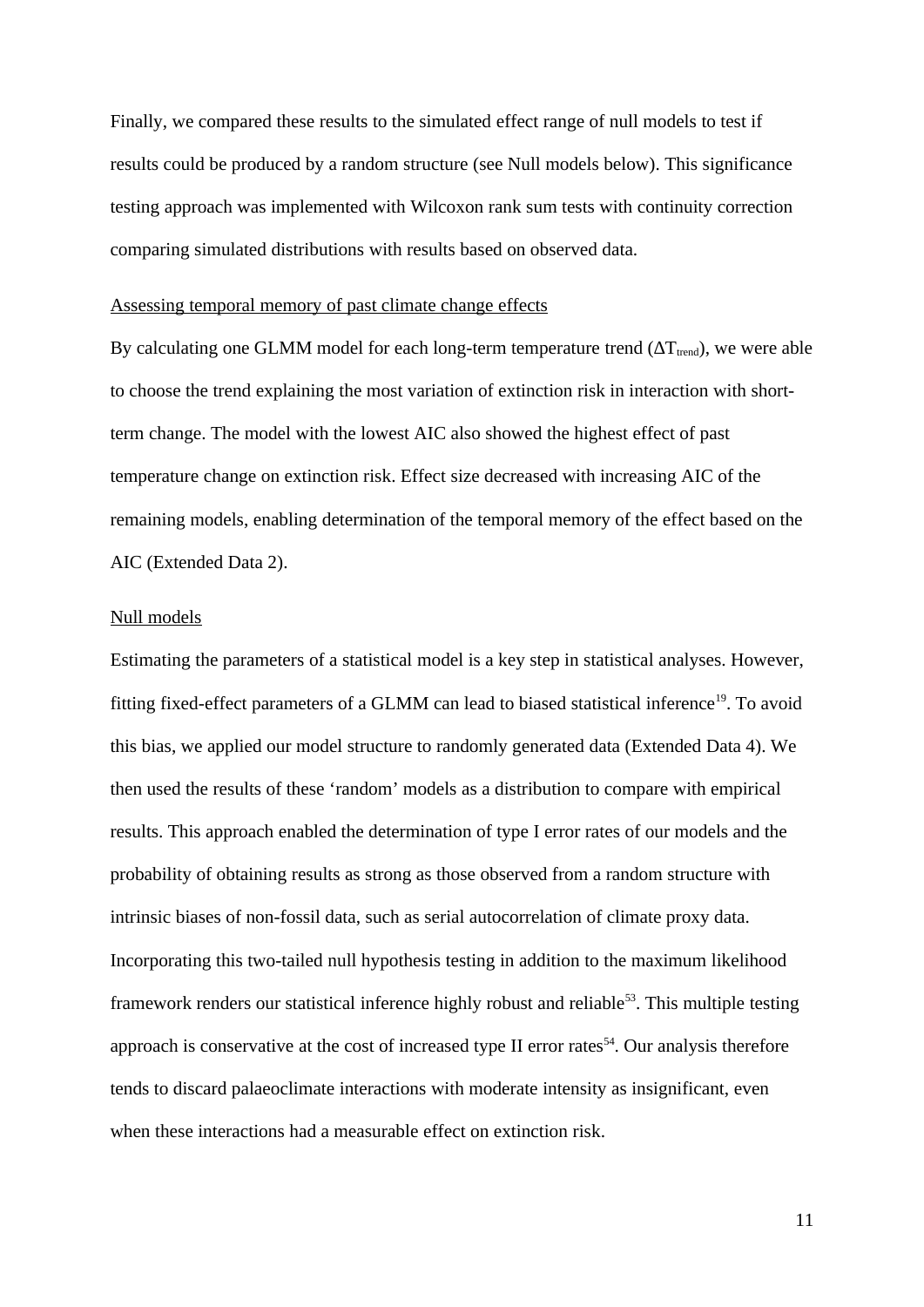Finally, we compared these results to the simulated effect range of null models to test if results could be produced by a random structure (see Null models below). This significance testing approach was implemented with Wilcoxon rank sum tests with continuity correction comparing simulated distributions with results based on observed data.

Assessing temporal memory of past climate change effects

By calculating one GLMM model for each long-term temperature trend ($\Delta T_{trend}$), we were able to choose the trend explaining the most variation of extinction risk in interaction with short-term change. The model with the lowest AIC also showed the highest effect of past temperature change on extinction risk. Effect size decreased with increasing AIC of the remaining models, enabling determination of the temporal memory of the effect based on the AIC (Extended Data 2).

Null models

Estimating the parameters of a statistical model is a key step in statistical analyses. However, fitting fixed-effect parameters of a GLMM can lead to biased statistical inference[19]. To avoid this bias, we applied our model structure to randomly generated data (Extended Data 4). We then used the results of these 'random' models as a distribution to compare with empirical results. This approach enabled the determination of type I error rates of our models and the probability of obtaining results as strong as those observed from a random structure with intrinsic biases of non-fossil data, such as serial autocorrelation of climate proxy data. Incorporating this two-tailed null hypothesis testing in addition to the maximum likelihood framework renders our statistical inference highly robust and reliable[53]. This multiple testing approach is conservative at the cost of increased type II error rates[54]. Our analysis therefore tends to discard palaeoclimate interactions with moderate intensity as insignificant, even when these interactions had a measurable effect on extinction risk.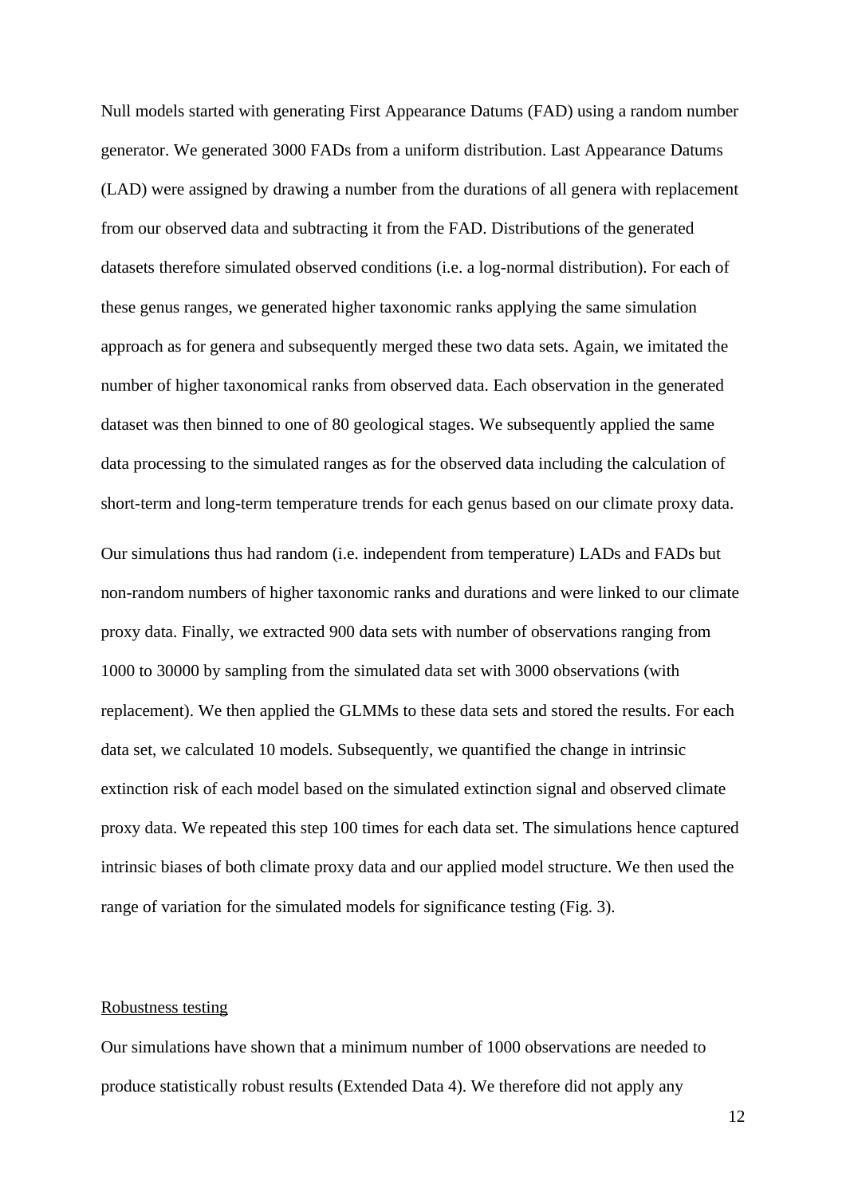Null models started with generating First Appearance Datums (FAD) using a random number generator. We generated 3000 FADs from a uniform distribution. Last Appearance Datums (LAD) were assigned by drawing a number from the durations of all genera with replacement from our observed data and subtracting it from the FAD. Distributions of the generated datasets therefore simulated observed conditions (i.e. a log-normal distribution). For each of these genus ranges, we generated higher taxonomic ranks applying the same simulation approach as for genera and subsequently merged these two data sets. Again, we imitated the number of higher taxonomical ranks from observed data. Each observation in the generated dataset was then binned to one of 80 geological stages. We subsequently applied the same data processing to the simulated ranges as for the observed data including the calculation of short-term and long-term temperature trends for each genus based on our climate proxy data.

Our simulations thus had random (i.e. independent from temperature) LADs and FADs but non-random numbers of higher taxonomic ranks and durations and were linked to our climate proxy data. Finally, we extracted 900 data sets with number of observations ranging from 1000 to 30000 by sampling from the simulated data set with 3000 observations (with replacement). We then applied the GLMMs to these data sets and stored the results. For each data set, we calculated 10 models. Subsequently, we quantified the change in intrinsic extinction risk of each model based on the simulated extinction signal and observed climate proxy data. We repeated this step 100 times for each data set. The simulations hence captured intrinsic biases of both climate proxy data and our applied model structure. We then used the range of variation for the simulated models for significance testing (Fig. 3).

## Robustness testing

Our simulations have shown that a minimum number of 1000 observations are needed to produce statistically robust results (Extended Data 4). We therefore did not apply any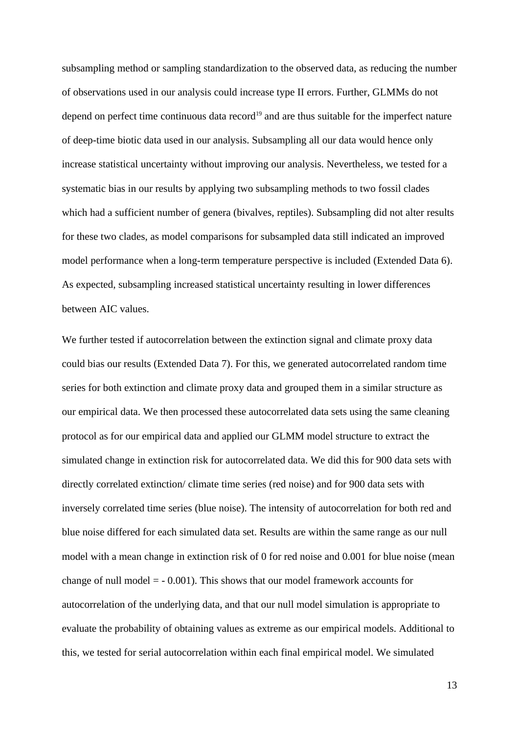subsampling method or sampling standardization to the observed data, as reducing the number of observations used in our analysis could increase type II errors. Further, GLMMs do not depend on perfect time continuous data record[19] and are thus suitable for the imperfect nature of deep-time biotic data used in our analysis. Subsampling all our data would hence only increase statistical uncertainty without improving our analysis. Nevertheless, we tested for a systematic bias in our results by applying two subsampling methods to two fossil clades which had a sufficient number of genera (bivalves, reptiles). Subsampling did not alter results for these two clades, as model comparisons for subsampled data still indicated an improved model performance when a long-term temperature perspective is included (Extended Data 6). As expected, subsampling increased statistical uncertainty resulting in lower differences between AIC values.

We further tested if autocorrelation between the extinction signal and climate proxy data could bias our results (Extended Data 7). For this, we generated autocorrelated random time series for both extinction and climate proxy data and grouped them in a similar structure as our empirical data. We then processed these autocorrelated data sets using the same cleaning protocol as for our empirical data and applied our GLMM model structure to extract the simulated change in extinction risk for autocorrelated data. We did this for 900 data sets with directly correlated extinction/ climate time series (red noise) and for 900 data sets with inversely correlated time series (blue noise). The intensity of autocorrelation for both red and blue noise differed for each simulated data set. Results are within the same range as our null model with a mean change in extinction risk of 0 for red noise and 0.001 for blue noise (mean change of null model = - 0.001). This shows that our model framework accounts for autocorrelation of the underlying data, and that our null model simulation is appropriate to evaluate the probability of obtaining values as extreme as our empirical models. Additional to this, we tested for serial autocorrelation within each final empirical model. We simulated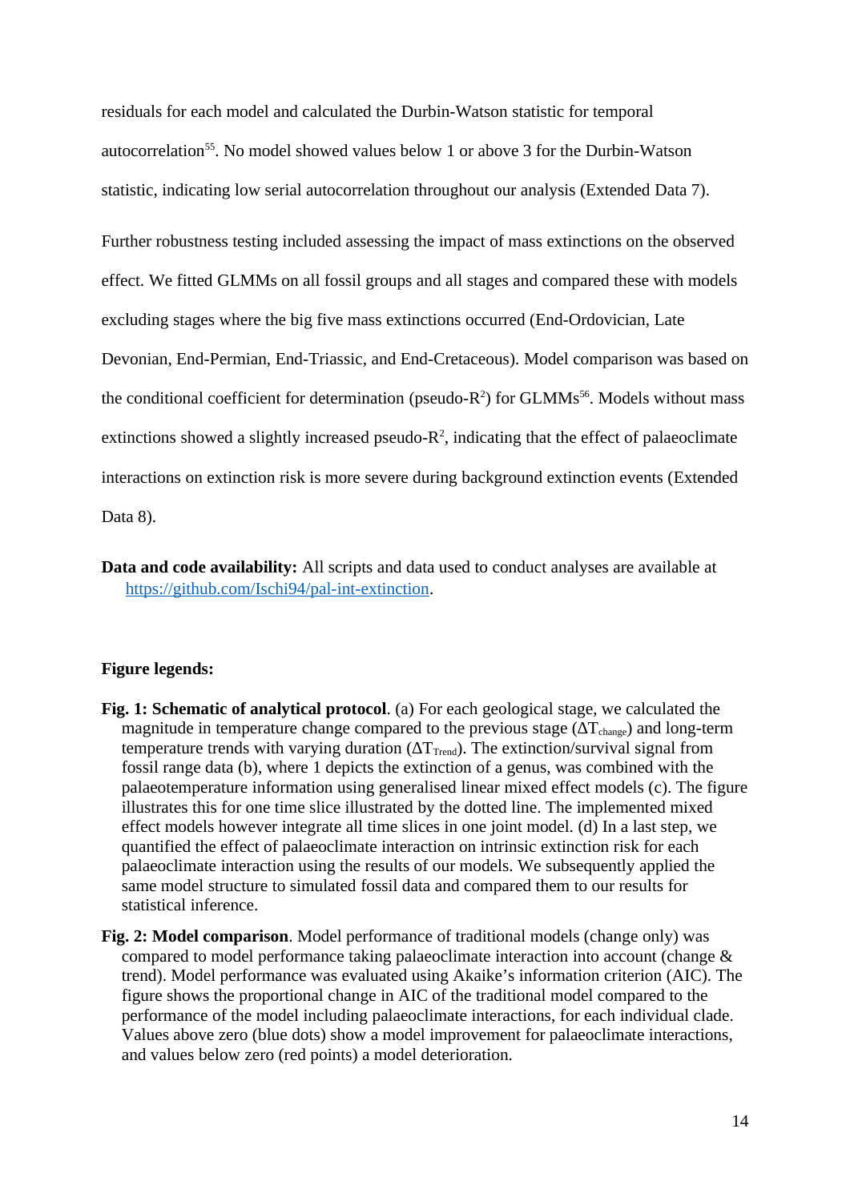residuals for each model and calculated the Durbin-Watson statistic for temporal autocorrelation[55]. No model showed values below 1 or above 3 for the Durbin-Watson statistic, indicating low serial autocorrelation throughout our analysis (Extended Data 7).

Further robustness testing included assessing the impact of mass extinctions on the observed effect. We fitted GLMMs on all fossil groups and all stages and compared these with models excluding stages where the big five mass extinctions occurred (End-Ordovician, Late Devonian, End-Permian, End-Triassic, and End-Cretaceous). Model comparison was based on the conditional coefficient for determination (pseudo-$R^2$) for GLMMs[56]. Models without mass extinctions showed a slightly increased pseudo-$R^2$, indicating that the effect of palaeoclimate interactions on extinction risk is more severe during background extinction events (Extended Data 8).

**Data and code availability:** All scripts and data used to conduct analyses are available at https://github.com/Ischi94/pal-int-extinction.

**Figure legends:**

**Fig. 1: Schematic of analytical protocol**. (a) For each geological stage, we calculated the magnitude in temperature change compared to the previous stage ($\Delta T_{change}$) and long-term temperature trends with varying duration ($\Delta T_{Trend}$). The extinction/survival signal from fossil range data (b), where 1 depicts the extinction of a genus, was combined with the palaeotemperature information using generalised linear mixed effect models (c). The figure illustrates this for one time slice illustrated by the dotted line. The implemented mixed effect models however integrate all time slices in one joint model. (d) In a last step, we quantified the effect of palaeoclimate interaction on intrinsic extinction risk for each palaeoclimate interaction using the results of our models. We subsequently applied the same model structure to simulated fossil data and compared them to our results for statistical inference.

**Fig. 2: Model comparison**. Model performance of traditional models (change only) was compared to model performance taking palaeoclimate interaction into account (change & trend). Model performance was evaluated using Akaike's information criterion (AIC). The figure shows the proportional change in AIC of the traditional model compared to the performance of the model including palaeoclimate interactions, for each individual clade. Values above zero (blue dots) show a model improvement for palaeoclimate interactions, and values below zero (red points) a model deterioration.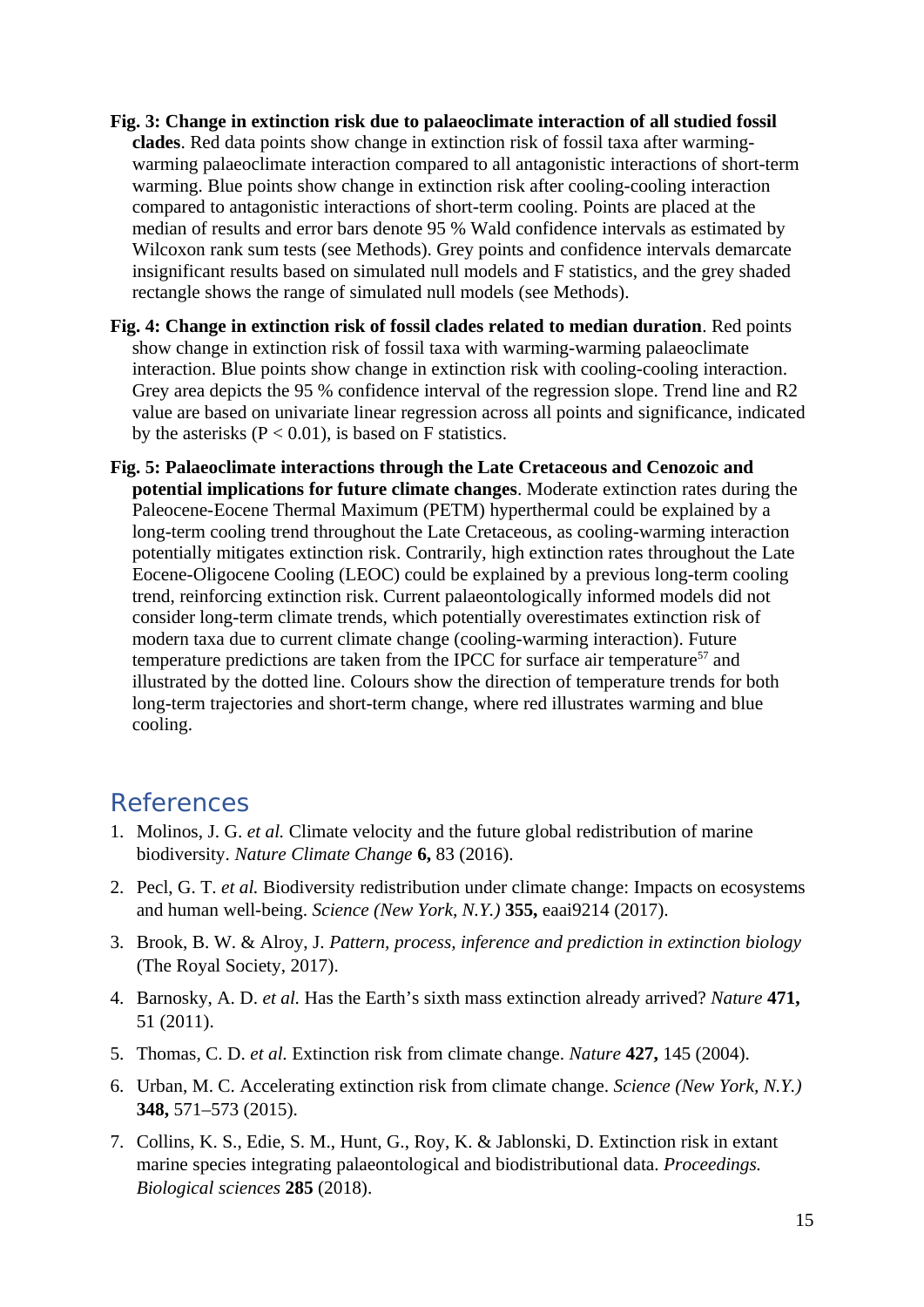**Fig. 3: Change in extinction risk due to palaeoclimate interaction of all studied fossil clades**. Red data points show change in extinction risk of fossil taxa after warming-warming palaeoclimate interaction compared to all antagonistic interactions of short-term warming. Blue points show change in extinction risk after cooling-cooling interaction compared to antagonistic interactions of short-term cooling. Points are placed at the median of results and error bars denote 95 % Wald confidence intervals as estimated by Wilcoxon rank sum tests (see Methods). Grey points and confidence intervals demarcate insignificant results based on simulated null models and F statistics, and the grey shaded rectangle shows the range of simulated null models (see Methods).

**Fig. 4: Change in extinction risk of fossil clades related to median duration**. Red points show change in extinction risk of fossil taxa with warming-warming palaeoclimate interaction. Blue points show change in extinction risk with cooling-cooling interaction. Grey area depicts the 95 % confidence interval of the regression slope. Trend line and R2 value are based on univariate linear regression across all points and significance, indicated by the asterisks ($P < 0.01$), is based on F statistics.

**Fig. 5: Palaeoclimate interactions through the Late Cretaceous and Cenozoic and potential implications for future climate changes**. Moderate extinction rates during the Paleocene-Eocene Thermal Maximum (PETM) hyperthermal could be explained by a long-term cooling trend throughout the Late Cretaceous, as cooling-warming interaction potentially mitigates extinction risk. Contrarily, high extinction rates throughout the Late Eocene-Oligocene Cooling (LEOC) could be explained by a previous long-term cooling trend, reinforcing extinction risk. Current palaeontologically informed models did not consider long-term climate trends, which potentially overestimates extinction risk of modern taxa due to current climate change (cooling-warming interaction). Future temperature predictions are taken from the IPCC for surface air temperature[57] and illustrated by the dotted line. Colours show the direction of temperature trends for both long-term trajectories and short-term change, where red illustrates warming and blue cooling.

## References

1. Molinos, J. G. *et al.* Climate velocity and the future global redistribution of marine biodiversity. *Nature Climate Change* **6,** 83 (2016).
2. Pecl, G. T. *et al.* Biodiversity redistribution under climate change: Impacts on ecosystems and human well-being. *Science (New York, N.Y.)* **355,** eaai9214 (2017).
3. Brook, B. W. & Alroy, J. *Pattern, process, inference and prediction in extinction biology* (The Royal Society, 2017).
4. Barnosky, A. D. *et al.* Has the Earth's sixth mass extinction already arrived? *Nature* **471,** 51 (2011).
5. Thomas, C. D. *et al.* Extinction risk from climate change. *Nature* **427,** 145 (2004).
6. Urban, M. C. Accelerating extinction risk from climate change. *Science (New York, N.Y.)* **348,** 571–573 (2015).
7. Collins, K. S., Edie, S. M., Hunt, G., Roy, K. & Jablonski, D. Extinction risk in extant marine species integrating palaeontological and biodistributional data. *Proceedings. Biological sciences* **285** (2018).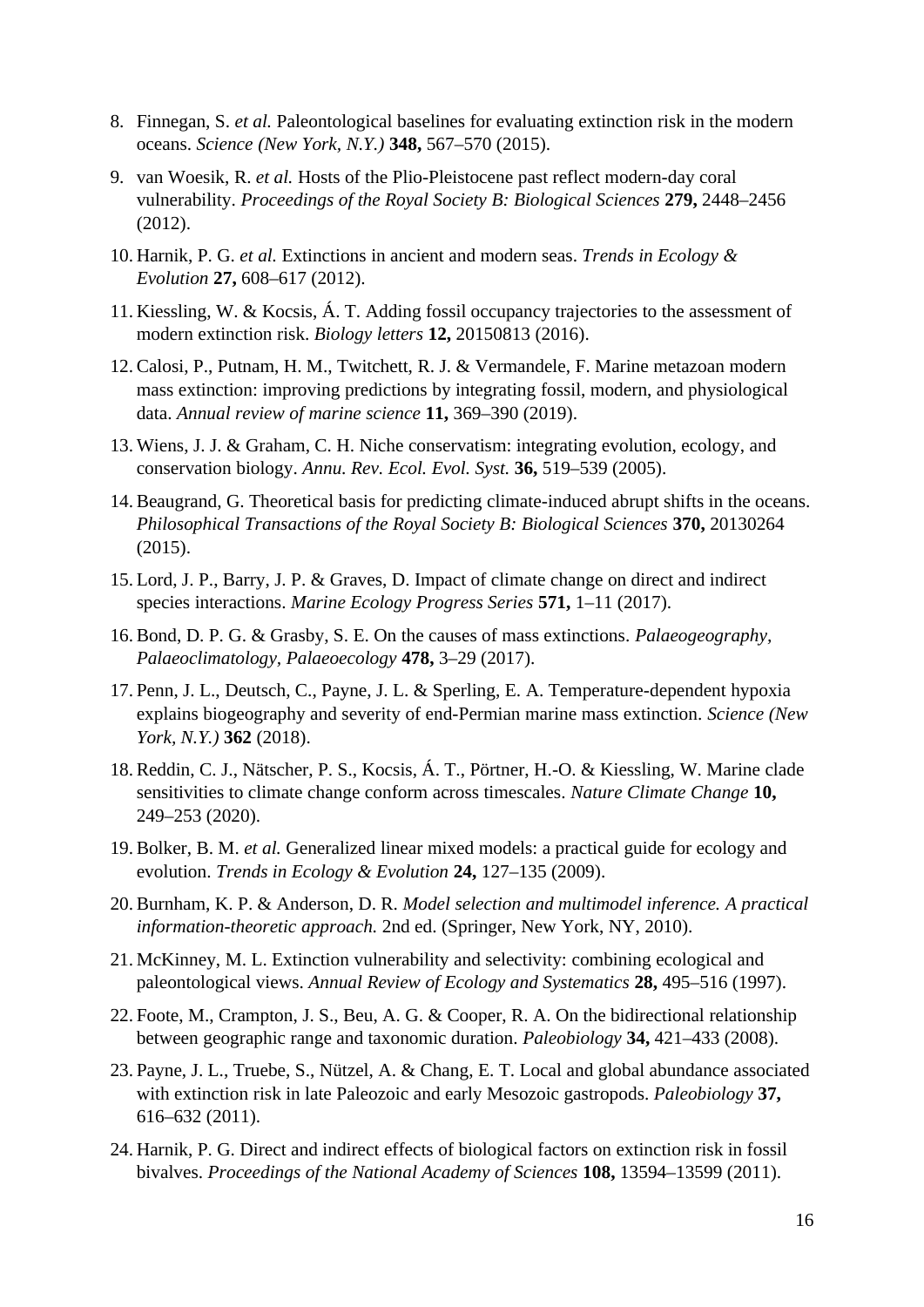8. Finnegan, S. *et al.* Paleontological baselines for evaluating extinction risk in the modern oceans. *Science (New York, N.Y.)* **348,** 567–570 (2015).
9. van Woesik, R. *et al.* Hosts of the Plio-Pleistocene past reflect modern-day coral vulnerability. *Proceedings of the Royal Society B: Biological Sciences* **279,** 2448–2456 (2012).
10. Harnik, P. G. *et al.* Extinctions in ancient and modern seas. *Trends in Ecology & Evolution* **27,** 608–617 (2012).
11. Kiessling, W. & Kocsis, Á. T. Adding fossil occupancy trajectories to the assessment of modern extinction risk. *Biology letters* **12,** 20150813 (2016).
12. Calosi, P., Putnam, H. M., Twitchett, R. J. & Vermandele, F. Marine metazoan modern mass extinction: improving predictions by integrating fossil, modern, and physiological data. *Annual review of marine science* **11,** 369–390 (2019).
13. Wiens, J. J. & Graham, C. H. Niche conservatism: integrating evolution, ecology, and conservation biology. *Annu. Rev. Ecol. Evol. Syst.* **36,** 519–539 (2005).
14. Beaugrand, G. Theoretical basis for predicting climate-induced abrupt shifts in the oceans. *Philosophical Transactions of the Royal Society B: Biological Sciences* **370,** 20130264 (2015).
15. Lord, J. P., Barry, J. P. & Graves, D. Impact of climate change on direct and indirect species interactions. *Marine Ecology Progress Series* **571,** 1–11 (2017).
16. Bond, D. P. G. & Grasby, S. E. On the causes of mass extinctions. *Palaeogeography, Palaeoclimatology, Palaeoecology* **478,** 3–29 (2017).
17. Penn, J. L., Deutsch, C., Payne, J. L. & Sperling, E. A. Temperature-dependent hypoxia explains biogeography and severity of end-Permian marine mass extinction. *Science (New York, N.Y.)* **362** (2018).
18. Reddin, C. J., Nätscher, P. S., Kocsis, Á. T., Pörtner, H.-O. & Kiessling, W. Marine clade sensitivities to climate change conform across timescales. *Nature Climate Change* **10,** 249–253 (2020).
19. Bolker, B. M. *et al.* Generalized linear mixed models: a practical guide for ecology and evolution. *Trends in Ecology & Evolution* **24,** 127–135 (2009).
20. Burnham, K. P. & Anderson, D. R. *Model selection and multimodel inference. A practical information-theoretic approach.* 2nd ed. (Springer, New York, NY, 2010).
21. McKinney, M. L. Extinction vulnerability and selectivity: combining ecological and paleontological views. *Annual Review of Ecology and Systematics* **28,** 495–516 (1997).
22. Foote, M., Crampton, J. S., Beu, A. G. & Cooper, R. A. On the bidirectional relationship between geographic range and taxonomic duration. *Paleobiology* **34,** 421–433 (2008).
23. Payne, J. L., Truebe, S., Nützel, A. & Chang, E. T. Local and global abundance associated with extinction risk in late Paleozoic and early Mesozoic gastropods. *Paleobiology* **37,** 616–632 (2011).
24. Harnik, P. G. Direct and indirect effects of biological factors on extinction risk in fossil bivalves. *Proceedings of the National Academy of Sciences* **108,** 13594–13599 (2011).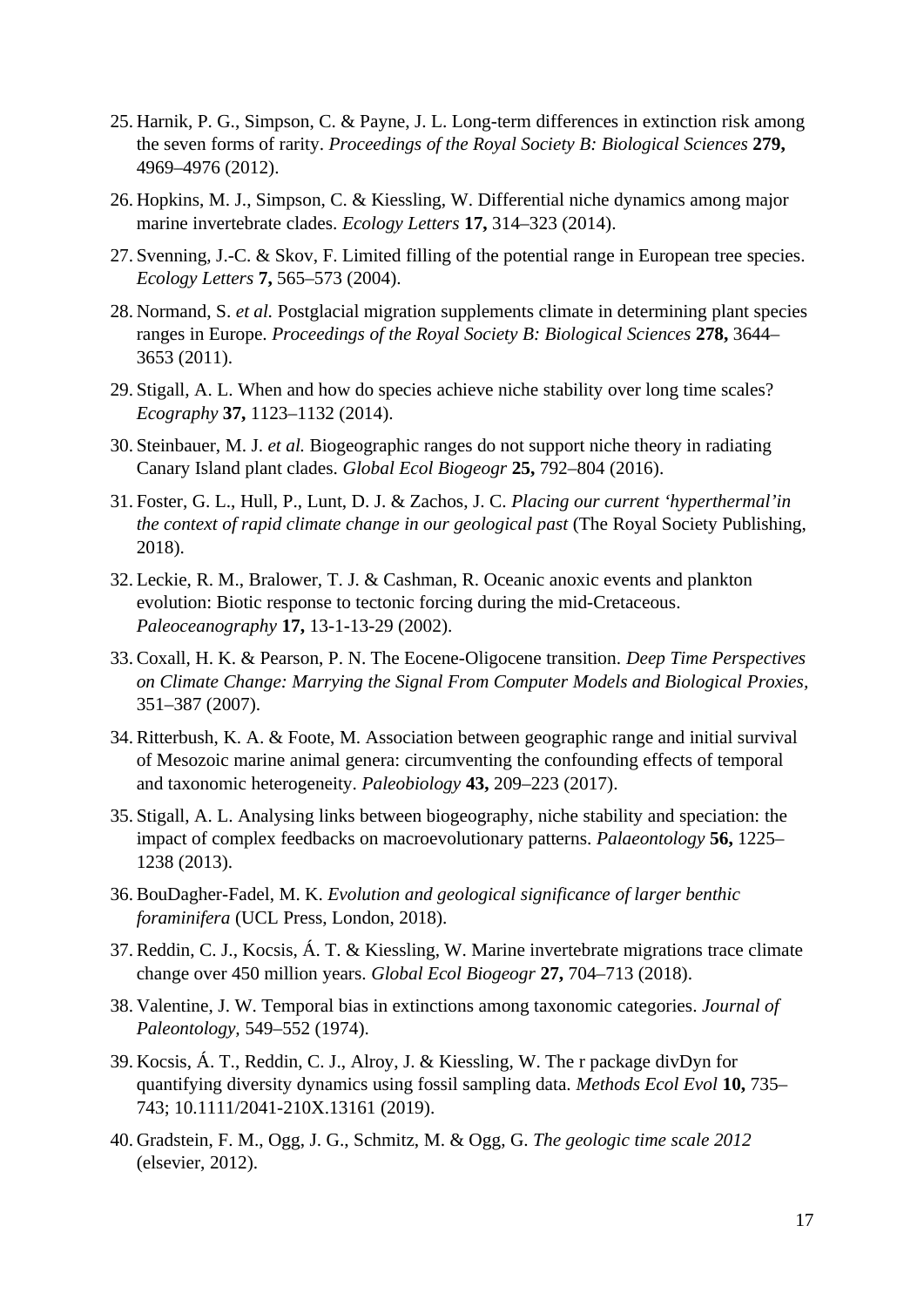25. Harnik, P. G., Simpson, C. & Payne, J. L. Long-term differences in extinction risk among the seven forms of rarity. *Proceedings of the Royal Society B: Biological Sciences* **279,** 4969–4976 (2012).

26. Hopkins, M. J., Simpson, C. & Kiessling, W. Differential niche dynamics among major marine invertebrate clades. *Ecology Letters* **17,** 314–323 (2014).

27. Svenning, J.-C. & Skov, F. Limited filling of the potential range in European tree species. *Ecology Letters* **7,** 565–573 (2004).

28. Normand, S. *et al.* Postglacial migration supplements climate in determining plant species ranges in Europe. *Proceedings of the Royal Society B: Biological Sciences* **278,** 3644–3653 (2011).

29. Stigall, A. L. When and how do species achieve niche stability over long time scales? *Ecography* **37,** 1123–1132 (2014).

30. Steinbauer, M. J. *et al.* Biogeographic ranges do not support niche theory in radiating Canary Island plant clades. *Global Ecol Biogeogr* **25,** 792–804 (2016).

31. Foster, G. L., Hull, P., Lunt, D. J. & Zachos, J. C. *Placing our current 'hyperthermal'in the context of rapid climate change in our geological past* (The Royal Society Publishing, 2018).

32. Leckie, R. M., Bralower, T. J. & Cashman, R. Oceanic anoxic events and plankton evolution: Biotic response to tectonic forcing during the mid-Cretaceous. *Paleoceanography* **17,** 13-1-13-29 (2002).

33. Coxall, H. K. & Pearson, P. N. The Eocene-Oligocene transition. *Deep Time Perspectives on Climate Change: Marrying the Signal From Computer Models and Biological Proxies,* 351–387 (2007).

34. Ritterbush, K. A. & Foote, M. Association between geographic range and initial survival of Mesozoic marine animal genera: circumventing the confounding effects of temporal and taxonomic heterogeneity. *Paleobiology* **43,** 209–223 (2017).

35. Stigall, A. L. Analysing links between biogeography, niche stability and speciation: the impact of complex feedbacks on macroevolutionary patterns. *Palaeontology* **56,** 1225–1238 (2013).

36. BouDagher-Fadel, M. K. *Evolution and geological significance of larger benthic foraminifera* (UCL Press, London, 2018).

37. Reddin, C. J., Kocsis, Á. T. & Kiessling, W. Marine invertebrate migrations trace climate change over 450 million years. *Global Ecol Biogeogr* **27,** 704–713 (2018).

38. Valentine, J. W. Temporal bias in extinctions among taxonomic categories. *Journal of Paleontology,* 549–552 (1974).

39. Kocsis, Á. T., Reddin, C. J., Alroy, J. & Kiessling, W. The r package divDyn for quantifying diversity dynamics using fossil sampling data. *Methods Ecol Evol* **10,** 735–743; 10.1111/2041-210X.13161 (2019).

40. Gradstein, F. M., Ogg, J. G., Schmitz, M. & Ogg, G. *The geologic time scale 2012* (elsevier, 2012).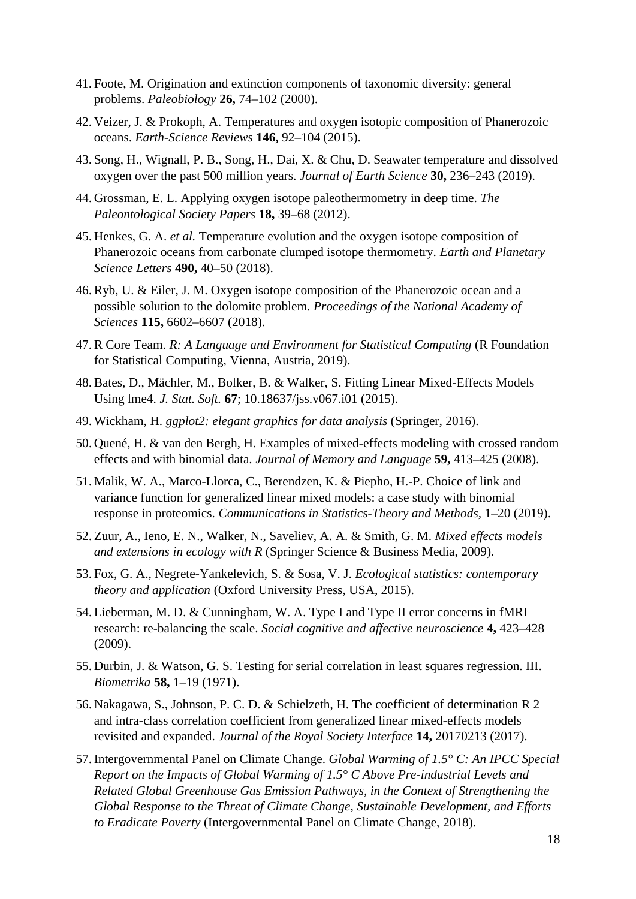41. Foote, M. Origination and extinction components of taxonomic diversity: general problems. *Paleobiology* **26,** 74–102 (2000).
42. Veizer, J. & Prokoph, A. Temperatures and oxygen isotopic composition of Phanerozoic oceans. *Earth-Science Reviews* **146,** 92–104 (2015).
43. Song, H., Wignall, P. B., Song, H., Dai, X. & Chu, D. Seawater temperature and dissolved oxygen over the past 500 million years. *Journal of Earth Science* **30,** 236–243 (2019).
44. Grossman, E. L. Applying oxygen isotope paleothermometry in deep time. *The Paleontological Society Papers* **18,** 39–68 (2012).
45. Henkes, G. A. *et al.* Temperature evolution and the oxygen isotope composition of Phanerozoic oceans from carbonate clumped isotope thermometry. *Earth and Planetary Science Letters* **490,** 40–50 (2018).
46. Ryb, U. & Eiler, J. M. Oxygen isotope composition of the Phanerozoic ocean and a possible solution to the dolomite problem. *Proceedings of the National Academy of Sciences* **115,** 6602–6607 (2018).
47. R Core Team. *R: A Language and Environment for Statistical Computing* (R Foundation for Statistical Computing, Vienna, Austria, 2019).
48. Bates, D., Mächler, M., Bolker, B. & Walker, S. Fitting Linear Mixed-Effects Models Using lme4. *J. Stat. Soft.* **67**; 10.18637/jss.v067.i01 (2015).
49. Wickham, H. *ggplot2: elegant graphics for data analysis* (Springer, 2016).
50. Quené, H. & van den Bergh, H. Examples of mixed-effects modeling with crossed random effects and with binomial data. *Journal of Memory and Language* **59,** 413–425 (2008).
51. Malik, W. A., Marco-Llorca, C., Berendzen, K. & Piepho, H.-P. Choice of link and variance function for generalized linear mixed models: a case study with binomial response in proteomics. *Communications in Statistics-Theory and Methods*, 1–20 (2019).
52. Zuur, A., Ieno, E. N., Walker, N., Saveliev, A. A. & Smith, G. M. *Mixed effects models and extensions in ecology with R* (Springer Science & Business Media, 2009).
53. Fox, G. A., Negrete-Yankelevich, S. & Sosa, V. J. *Ecological statistics: contemporary theory and application* (Oxford University Press, USA, 2015).
54. Lieberman, M. D. & Cunningham, W. A. Type I and Type II error concerns in fMRI research: re-balancing the scale. *Social cognitive and affective neuroscience* **4,** 423–428 (2009).
55. Durbin, J. & Watson, G. S. Testing for serial correlation in least squares regression. III. *Biometrika* **58,** 1–19 (1971).
56. Nakagawa, S., Johnson, P. C. D. & Schielzeth, H. The coefficient of determination R 2 and intra-class correlation coefficient from generalized linear mixed-effects models revisited and expanded. *Journal of the Royal Society Interface* **14,** 20170213 (2017).
57. Intergovernmental Panel on Climate Change. *Global Warming of 1.5° C: An IPCC Special Report on the Impacts of Global Warming of 1.5° C Above Pre-industrial Levels and Related Global Greenhouse Gas Emission Pathways, in the Context of Strengthening the Global Response to the Threat of Climate Change, Sustainable Development, and Efforts to Eradicate Poverty* (Intergovernmental Panel on Climate Change, 2018).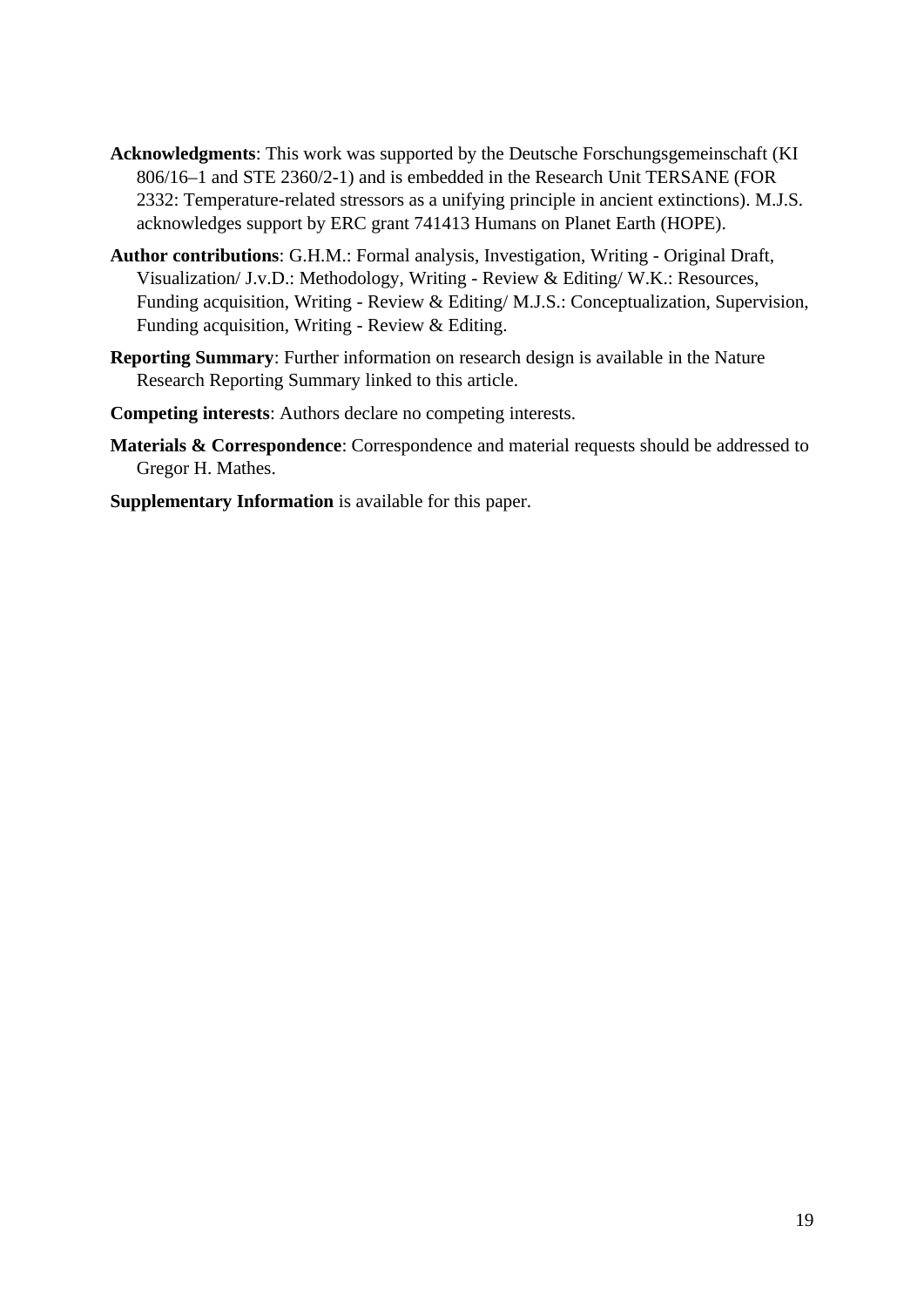**Acknowledgments**: This work was supported by the Deutsche Forschungsgemeinschaft (KI 806/16–1 and STE 2360/2-1) and is embedded in the Research Unit TERSANE (FOR 2332: Temperature-related stressors as a unifying principle in ancient extinctions). M.J.S. acknowledges support by ERC grant 741413 Humans on Planet Earth (HOPE).

**Author contributions**: G.H.M.: Formal analysis, Investigation, Writing - Original Draft, Visualization/ J.v.D.: Methodology, Writing - Review & Editing/ W.K.: Resources, Funding acquisition, Writing - Review & Editing/ M.J.S.: Conceptualization, Supervision, Funding acquisition, Writing - Review & Editing.

**Reporting Summary**: Further information on research design is available in the Nature Research Reporting Summary linked to this article.

**Competing interests**: Authors declare no competing interests.

**Materials & Correspondence**: Correspondence and material requests should be addressed to Gregor H. Mathes.

**Supplementary Information** is available for this paper.